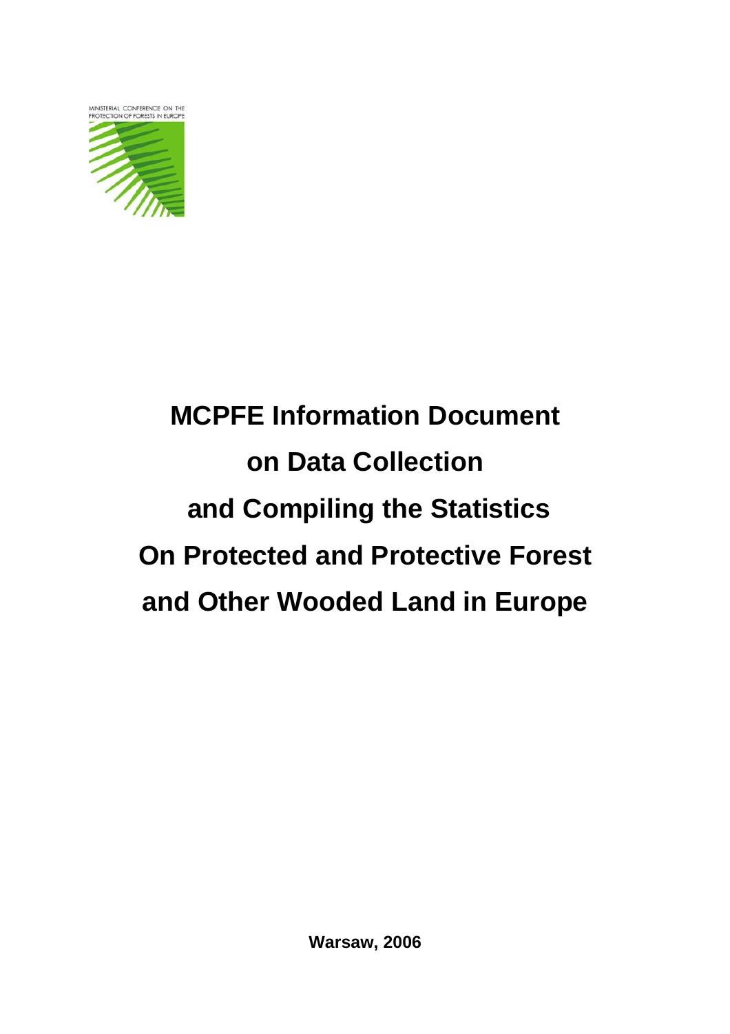MINISTERIAL CONFERENCE ON THE PROTECTION OF FORESTS IN EUROPE

# MCPFE Information Document on Data Collection and Compiling the Statistics On Protected and Protective Forest and Other Wooded Land in Europe

**Warsaw, 2006**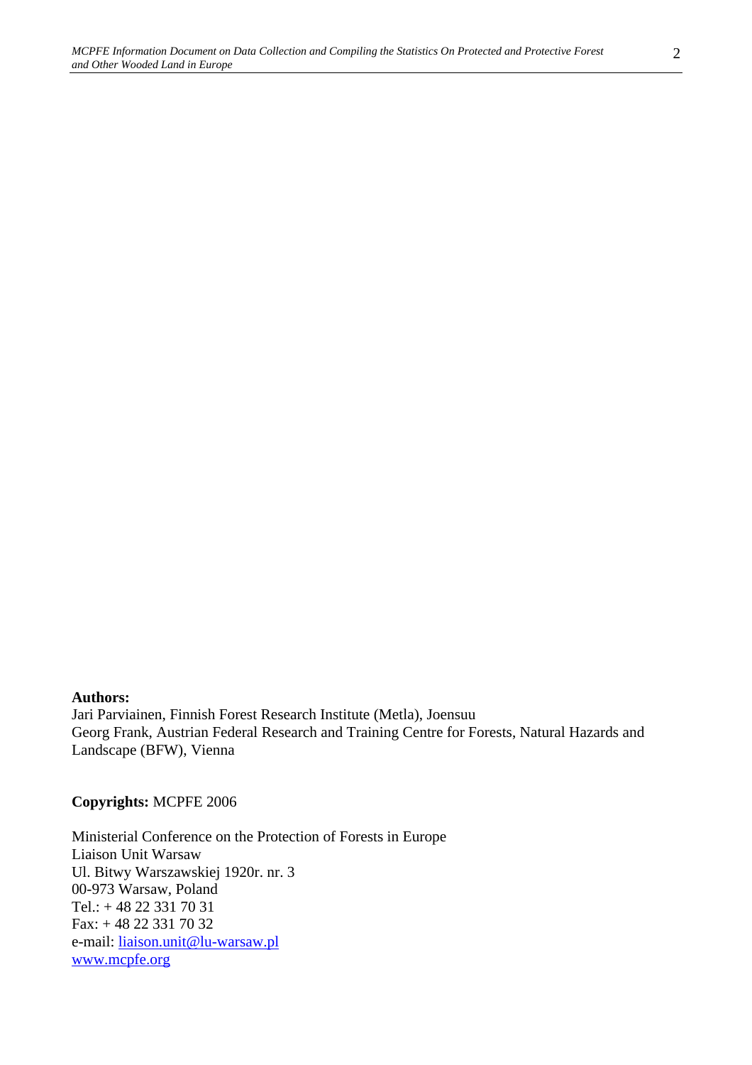**Authors:**
Jari Parviainen, Finnish Forest Research Institute (Metla), Joensuu
Georg Frank, Austrian Federal Research and Training Centre for Forests, Natural Hazards and Landscape (BFW), Vienna

**Copyrights:** MCPFE 2006

Ministerial Conference on the Protection of Forests in Europe
Liaison Unit Warsaw
Ul. Bitwy Warszawskiej 1920r. nr. 3
00-973 Warsaw, Poland
Tel.: + 48 22 331 70 31
Fax: + 48 22 331 70 32
e-mail: liaison.unit@lu-warsaw.pl
www.mcpfe.org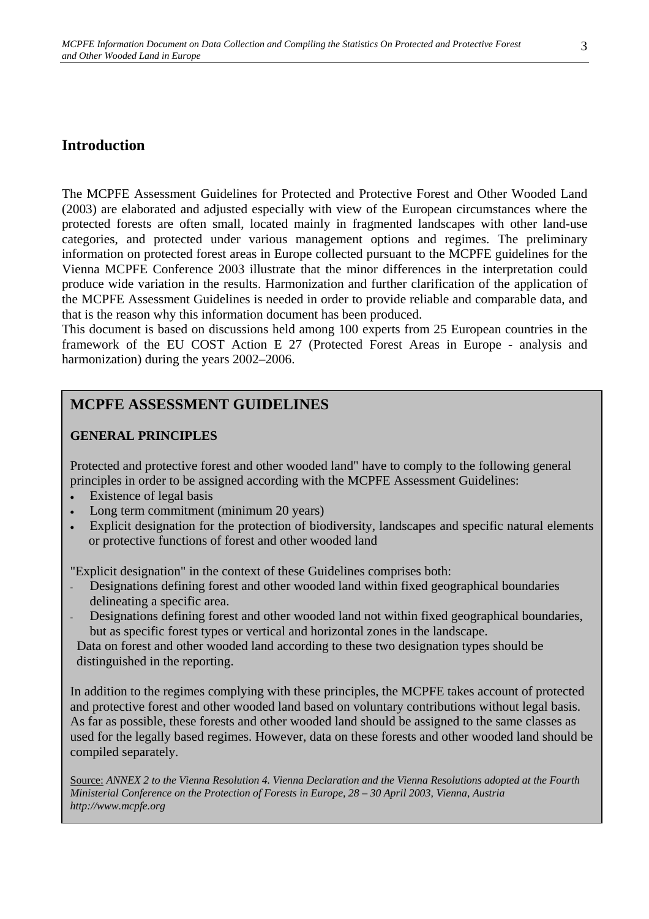## Introduction

The MCPFE Assessment Guidelines for Protected and Protective Forest and Other Wooded Land (2003) are elaborated and adjusted especially with view of the European circumstances where the protected forests are often small, located mainly in fragmented landscapes with other land-use categories, and protected under various management options and regimes. The preliminary information on protected forest areas in Europe collected pursuant to the MCPFE guidelines for the Vienna MCPFE Conference 2003 illustrate that the minor differences in the interpretation could produce wide variation in the results. Harmonization and further clarification of the application of the MCPFE Assessment Guidelines is needed in order to provide reliable and comparable data, and that is the reason why this information document has been produced.

This document is based on discussions held among 100 experts from 25 European countries in the framework of the EU COST Action E 27 (Protected Forest Areas in Europe - analysis and harmonization) during the years 2002–2006.

## MCPFE ASSESSMENT GUIDELINES

### GENERAL PRINCIPLES

Protected and protective forest and other wooded land" have to comply to the following general principles in order to be assigned according with the MCPFE Assessment Guidelines:

- Existence of legal basis
- Long term commitment (minimum 20 years)
- Explicit designation for the protection of biodiversity, landscapes and specific natural elements or protective functions of forest and other wooded land

"Explicit designation" in the context of these Guidelines comprises both:

- Designations defining forest and other wooded land within fixed geographical boundaries delineating a specific area.
- Designations defining forest and other wooded land not within fixed geographical boundaries, but as specific forest types or vertical and horizontal zones in the landscape.

Data on forest and other wooded land according to these two designation types should be distinguished in the reporting.

In addition to the regimes complying with these principles, the MCPFE takes account of protected and protective forest and other wooded land based on voluntary contributions without legal basis. As far as possible, these forests and other wooded land should be assigned to the same classes as used for the legally based regimes. However, data on these forests and other wooded land should be compiled separately.

Source: *ANNEX 2 to the Vienna Resolution 4. Vienna Declaration and the Vienna Resolutions adopted at the Fourth Ministerial Conference on the Protection of Forests in Europe, 28 – 30 April 2003, Vienna, Austria http://www.mcpfe.org*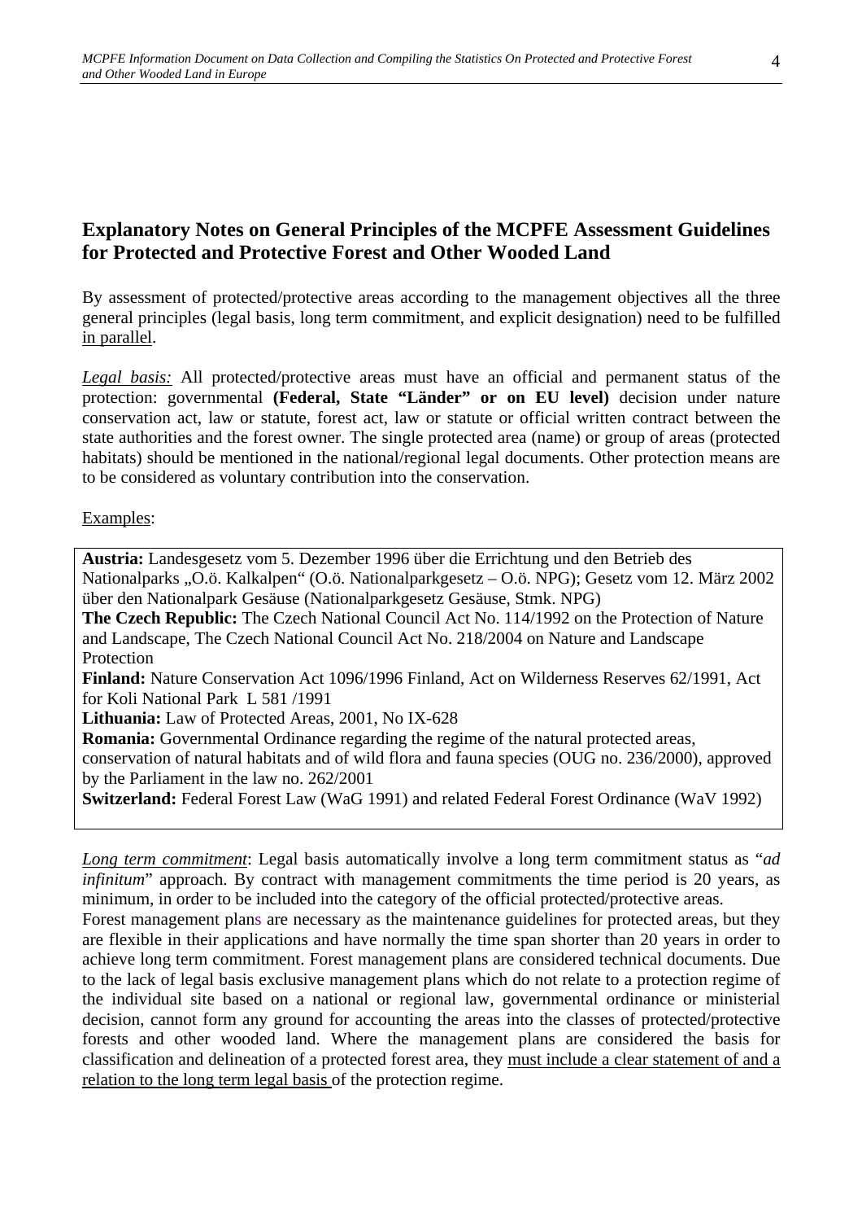## Explanatory Notes on General Principles of the MCPFE Assessment Guidelines for Protected and Protective Forest and Other Wooded Land

By assessment of protected/protective areas according to the management objectives all the three general principles (legal basis, long term commitment, and explicit designation) need to be fulfilled in parallel.

*Legal basis:* All protected/protective areas must have an official and permanent status of the protection: governmental **(Federal, State "Länder" or on EU level)** decision under nature conservation act, law or statute, forest act, law or statute or official written contract between the state authorities and the forest owner. The single protected area (name) or group of areas (protected habitats) should be mentioned in the national/regional legal documents. Other protection means are to be considered as voluntary contribution into the conservation.

Examples:

**Austria:** Landesgesetz vom 5. Dezember 1996 über die Errichtung und den Betrieb des Nationalparks „O.ö. Kalkalpen" (O.ö. Nationalparkgesetz – O.ö. NPG); Gesetz vom 12. März 2002 über den Nationalpark Gesäuse (Nationalparkgesetz Gesäuse, Stmk. NPG)
**The Czech Republic:** The Czech National Council Act No. 114/1992 on the Protection of Nature and Landscape, The Czech National Council Act No. 218/2004 on Nature and Landscape Protection
**Finland:** Nature Conservation Act 1096/1996 Finland, Act on Wilderness Reserves 62/1991, Act for Koli National Park L 581 /1991
**Lithuania:** Law of Protected Areas, 2001, No IX-628
**Romania:** Governmental Ordinance regarding the regime of the natural protected areas, conservation of natural habitats and of wild flora and fauna species (OUG no. 236/2000), approved by the Parliament in the law no. 262/2001
**Switzerland:** Federal Forest Law (WaG 1991) and related Federal Forest Ordinance (WaV 1992)

*Long term commitment*: Legal basis automatically involve a long term commitment status as "*ad infinitum*" approach. By contract with management commitments the time period is 20 years, as minimum, in order to be included into the category of the official protected/protective areas.
Forest management plans are necessary as the maintenance guidelines for protected areas, but they are flexible in their applications and have normally the time span shorter than 20 years in order to achieve long term commitment. Forest management plans are considered technical documents. Due to the lack of legal basis exclusive management plans which do not relate to a protection regime of the individual site based on a national or regional law, governmental ordinance or ministerial decision, cannot form any ground for accounting the areas into the classes of protected/protective forests and other wooded land. Where the management plans are considered the basis for classification and delineation of a protected forest area, they must include a clear statement of and a relation to the long term legal basis of the protection regime.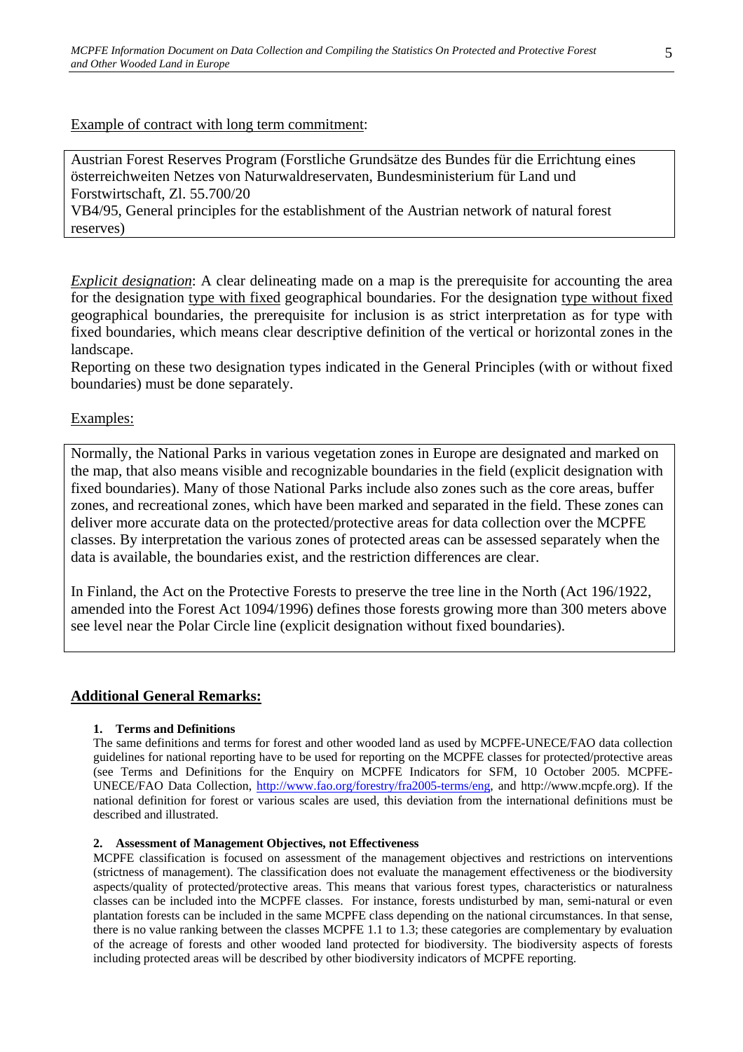<u>Example of contract with long term commitment</u>:

> Austrian Forest Reserves Program (Forstliche Grundsätze des Bundes für die Errichtung eines österreichweiten Netzes von Naturwaldreservaten, Bundesministerium für Land und Forstwirtschaft, Zl. 55.700/20
> VB4/95, General principles for the establishment of the Austrian network of natural forest reserves)

*<u>Explicit designation</u>*: A clear delineating made on a map is the prerequisite for accounting the area for the designation <u>type with fixed</u> geographical boundaries. For the designation <u>type without fixed</u> geographical boundaries, the prerequisite for inclusion is as strict interpretation as for type with fixed boundaries, which means clear descriptive definition of the vertical or horizontal zones in the landscape.
Reporting on these two designation types indicated in the General Principles (with or without fixed boundaries) must be done separately.

<u>Examples:</u>

> Normally, the National Parks in various vegetation zones in Europe are designated and marked on the map, that also means visible and recognizable boundaries in the field (explicit designation with fixed boundaries). Many of those National Parks include also zones such as the core areas, buffer zones, and recreational zones, which have been marked and separated in the field. These zones can deliver more accurate data on the protected/protective areas for data collection over the MCPFE classes. By interpretation the various zones of protected areas can be assessed separately when the data is available, the boundaries exist, and the restriction differences are clear.
>
> In Finland, the Act on the Protective Forests to preserve the tree line in the North (Act 196/1922, amended into the Forest Act 1094/1996) defines those forests growing more than 300 meters above see level near the Polar Circle line (explicit designation without fixed boundaries).

## Additional General Remarks:

**1. Terms and Definitions**

The same definitions and terms for forest and other wooded land as used by MCPFE-UNECE/FAO data collection guidelines for national reporting have to be used for reporting on the MCPFE classes for protected/protective areas (see Terms and Definitions for the Enquiry on MCPFE Indicators for SFM, 10 October 2005. MCPFE-UNECE/FAO Data Collection, http://www.fao.org/forestry/fra2005-terms/eng, and http://www.mcpfe.org). If the national definition for forest or various scales are used, this deviation from the international definitions must be described and illustrated.

**2. Assessment of Management Objectives, not Effectiveness**

MCPFE classification is focused on assessment of the management objectives and restrictions on interventions (strictness of management). The classification does not evaluate the management effectiveness or the biodiversity aspects/quality of protected/protective areas. This means that various forest types, characteristics or naturalness classes can be included into the MCPFE classes. For instance, forests undisturbed by man, semi-natural or even plantation forests can be included in the same MCPFE class depending on the national circumstances. In that sense, there is no value ranking between the classes MCPFE 1.1 to 1.3; these categories are complementary by evaluation of the acreage of forests and other wooded land protected for biodiversity. The biodiversity aspects of forests including protected areas will be described by other biodiversity indicators of MCPFE reporting.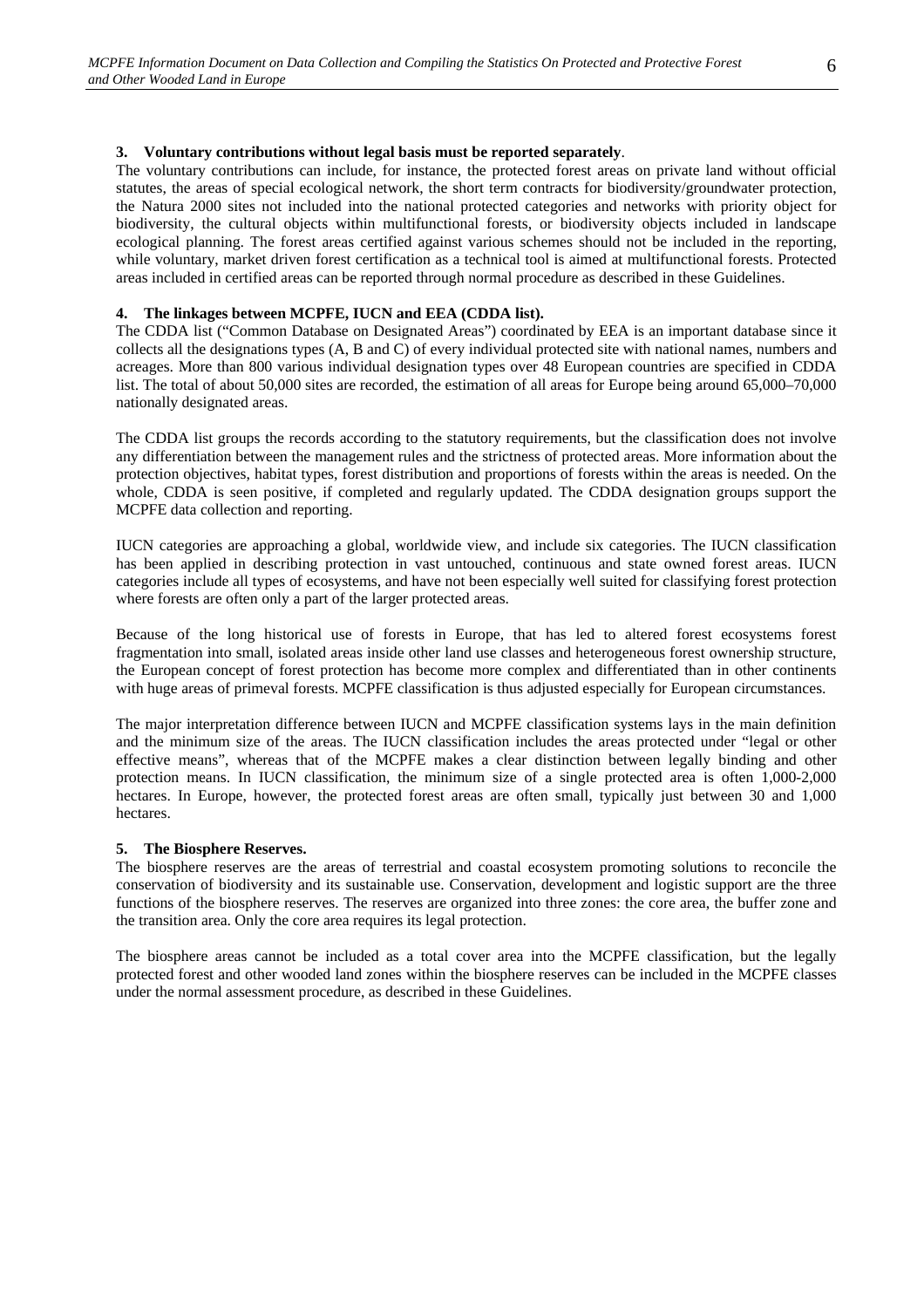**3. Voluntary contributions without legal basis must be reported separately**.

The voluntary contributions can include, for instance, the protected forest areas on private land without official statutes, the areas of special ecological network, the short term contracts for biodiversity/groundwater protection, the Natura 2000 sites not included into the national protected categories and networks with priority object for biodiversity, the cultural objects within multifunctional forests, or biodiversity objects included in landscape ecological planning. The forest areas certified against various schemes should not be included in the reporting, while voluntary, market driven forest certification as a technical tool is aimed at multifunctional forests. Protected areas included in certified areas can be reported through normal procedure as described in these Guidelines.

**4. The linkages between MCPFE, IUCN and EEA (CDDA list).**

The CDDA list ("Common Database on Designated Areas") coordinated by EEA is an important database since it collects all the designations types (A, B and C) of every individual protected site with national names, numbers and acreages. More than 800 various individual designation types over 48 European countries are specified in CDDA list. The total of about 50,000 sites are recorded, the estimation of all areas for Europe being around 65,000–70,000 nationally designated areas.

The CDDA list groups the records according to the statutory requirements, but the classification does not involve any differentiation between the management rules and the strictness of protected areas. More information about the protection objectives, habitat types, forest distribution and proportions of forests within the areas is needed. On the whole, CDDA is seen positive, if completed and regularly updated. The CDDA designation groups support the MCPFE data collection and reporting.

IUCN categories are approaching a global, worldwide view, and include six categories. The IUCN classification has been applied in describing protection in vast untouched, continuous and state owned forest areas. IUCN categories include all types of ecosystems, and have not been especially well suited for classifying forest protection where forests are often only a part of the larger protected areas.

Because of the long historical use of forests in Europe, that has led to altered forest ecosystems forest fragmentation into small, isolated areas inside other land use classes and heterogeneous forest ownership structure, the European concept of forest protection has become more complex and differentiated than in other continents with huge areas of primeval forests. MCPFE classification is thus adjusted especially for European circumstances.

The major interpretation difference between IUCN and MCPFE classification systems lays in the main definition and the minimum size of the areas. The IUCN classification includes the areas protected under "legal or other effective means", whereas that of the MCPFE makes a clear distinction between legally binding and other protection means. In IUCN classification, the minimum size of a single protected area is often 1,000-2,000 hectares. In Europe, however, the protected forest areas are often small, typically just between 30 and 1,000 hectares.

**5. The Biosphere Reserves.**

The biosphere reserves are the areas of terrestrial and coastal ecosystem promoting solutions to reconcile the conservation of biodiversity and its sustainable use. Conservation, development and logistic support are the three functions of the biosphere reserves. The reserves are organized into three zones: the core area, the buffer zone and the transition area. Only the core area requires its legal protection.

The biosphere areas cannot be included as a total cover area into the MCPFE classification, but the legally protected forest and other wooded land zones within the biosphere reserves can be included in the MCPFE classes under the normal assessment procedure, as described in these Guidelines.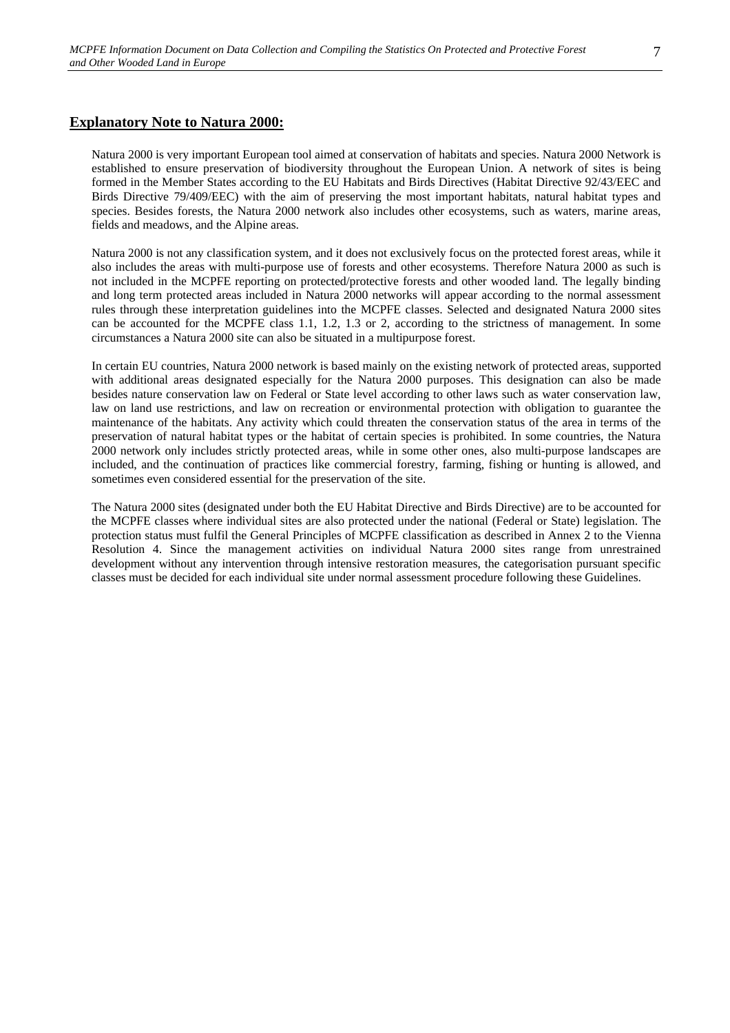## Explanatory Note to Natura 2000:

Natura 2000 is very important European tool aimed at conservation of habitats and species. Natura 2000 Network is established to ensure preservation of biodiversity throughout the European Union. A network of sites is being formed in the Member States according to the EU Habitats and Birds Directives (Habitat Directive 92/43/EEC and Birds Directive 79/409/EEC) with the aim of preserving the most important habitats, natural habitat types and species. Besides forests, the Natura 2000 network also includes other ecosystems, such as waters, marine areas, fields and meadows, and the Alpine areas.

Natura 2000 is not any classification system, and it does not exclusively focus on the protected forest areas, while it also includes the areas with multi-purpose use of forests and other ecosystems. Therefore Natura 2000 as such is not included in the MCPFE reporting on protected/protective forests and other wooded land. The legally binding and long term protected areas included in Natura 2000 networks will appear according to the normal assessment rules through these interpretation guidelines into the MCPFE classes. Selected and designated Natura 2000 sites can be accounted for the MCPFE class 1.1, 1.2, 1.3 or 2, according to the strictness of management. In some circumstances a Natura 2000 site can also be situated in a multipurpose forest.

In certain EU countries, Natura 2000 network is based mainly on the existing network of protected areas, supported with additional areas designated especially for the Natura 2000 purposes. This designation can also be made besides nature conservation law on Federal or State level according to other laws such as water conservation law, law on land use restrictions, and law on recreation or environmental protection with obligation to guarantee the maintenance of the habitats. Any activity which could threaten the conservation status of the area in terms of the preservation of natural habitat types or the habitat of certain species is prohibited. In some countries, the Natura 2000 network only includes strictly protected areas, while in some other ones, also multi-purpose landscapes are included, and the continuation of practices like commercial forestry, farming, fishing or hunting is allowed, and sometimes even considered essential for the preservation of the site.

The Natura 2000 sites (designated under both the EU Habitat Directive and Birds Directive) are to be accounted for the MCPFE classes where individual sites are also protected under the national (Federal or State) legislation. The protection status must fulfil the General Principles of MCPFE classification as described in Annex 2 to the Vienna Resolution 4. Since the management activities on individual Natura 2000 sites range from unrestrained development without any intervention through intensive restoration measures, the categorisation pursuant specific classes must be decided for each individual site under normal assessment procedure following these Guidelines.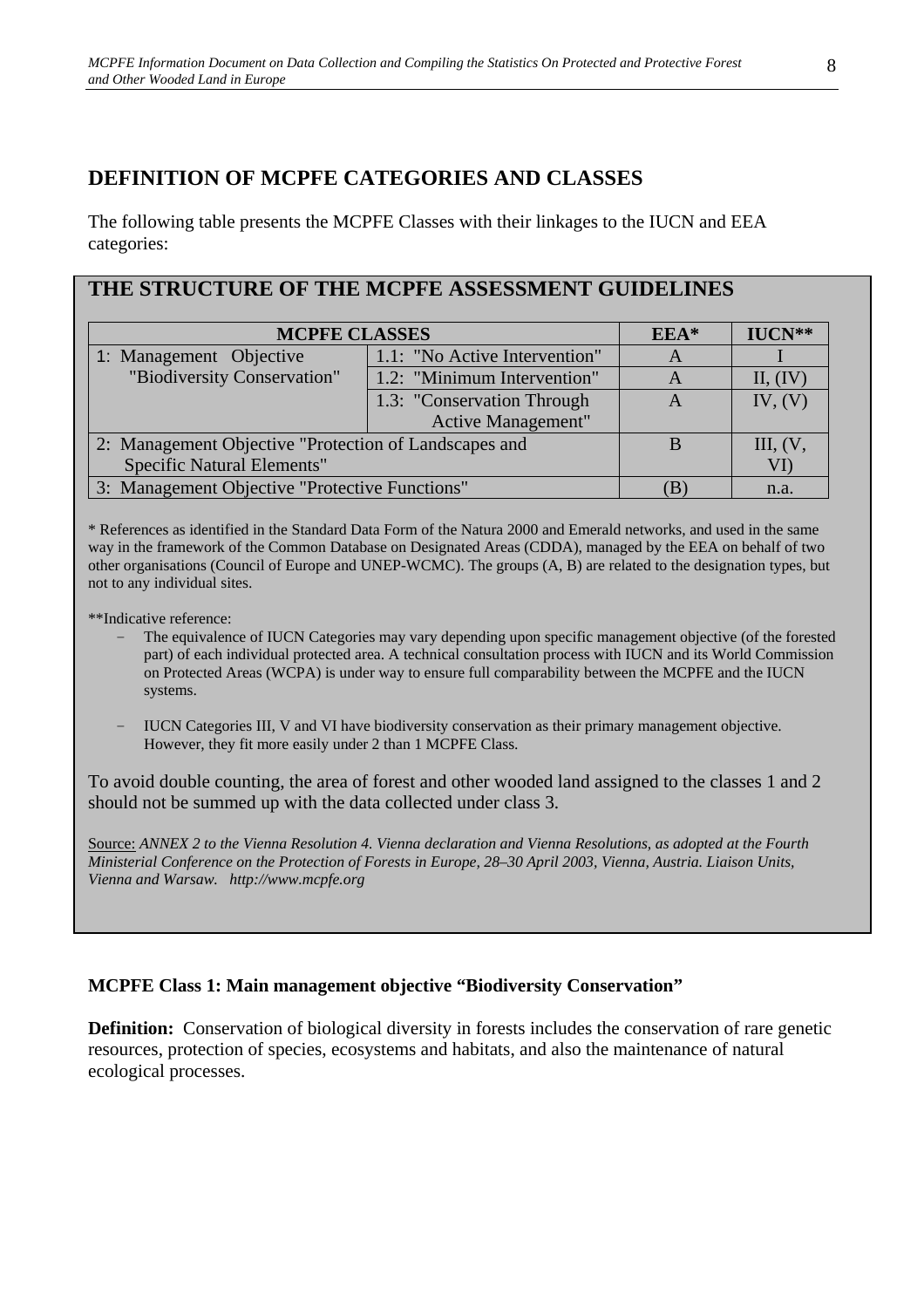## DEFINITION OF MCPFE CATEGORIES AND CLASSES

The following table presents the MCPFE Classes with their linkages to the IUCN and EEA categories:

### THE STRUCTURE OF THE MCPFE ASSESSMENT GUIDELINES

| MCPFE CLASSES | | EEA* | IUCN** |
|---|---|---|---|
| 1: Management Objective "Biodiversity Conservation" | 1.1: "No Active Intervention" | A | I |
| | 1.2: "Minimum Intervention" | A | II, (IV) |
| | 1.3: "Conservation Through Active Management" | A | IV, (V) |
| 2: Management Objective "Protection of Landscapes and Specific Natural Elements" | | B | III, (V, VI) |
| 3: Management Objective "Protective Functions" | | (B) | n.a. |

* References as identified in the Standard Data Form of the Natura 2000 and Emerald networks, and used in the same way in the framework of the Common Database on Designated Areas (CDDA), managed by the EEA on behalf of two other organisations (Council of Europe and UNEP-WCMC). The groups (A, B) are related to the designation types, but not to any individual sites.

**Indicative reference:

- The equivalence of IUCN Categories may vary depending upon specific management objective (of the forested part) of each individual protected area. A technical consultation process with IUCN and its World Commission on Protected Areas (WCPA) is under way to ensure full comparability between the MCPFE and the IUCN systems.
- IUCN Categories III, V and VI have biodiversity conservation as their primary management objective. However, they fit more easily under 2 than 1 MCPFE Class.

To avoid double counting, the area of forest and other wooded land assigned to the classes 1 and 2 should not be summed up with the data collected under class 3.

Source: *ANNEX 2 to the Vienna Resolution 4. Vienna declaration and Vienna Resolutions, as adopted at the Fourth Ministerial Conference on the Protection of Forests in Europe, 28–30 April 2003, Vienna, Austria. Liaison Units, Vienna and Warsaw. http://www.mcpfe.org*

**MCPFE Class 1: Main management objective "Biodiversity Conservation"**

**Definition:** Conservation of biological diversity in forests includes the conservation of rare genetic resources, protection of species, ecosystems and habitats, and also the maintenance of natural ecological processes.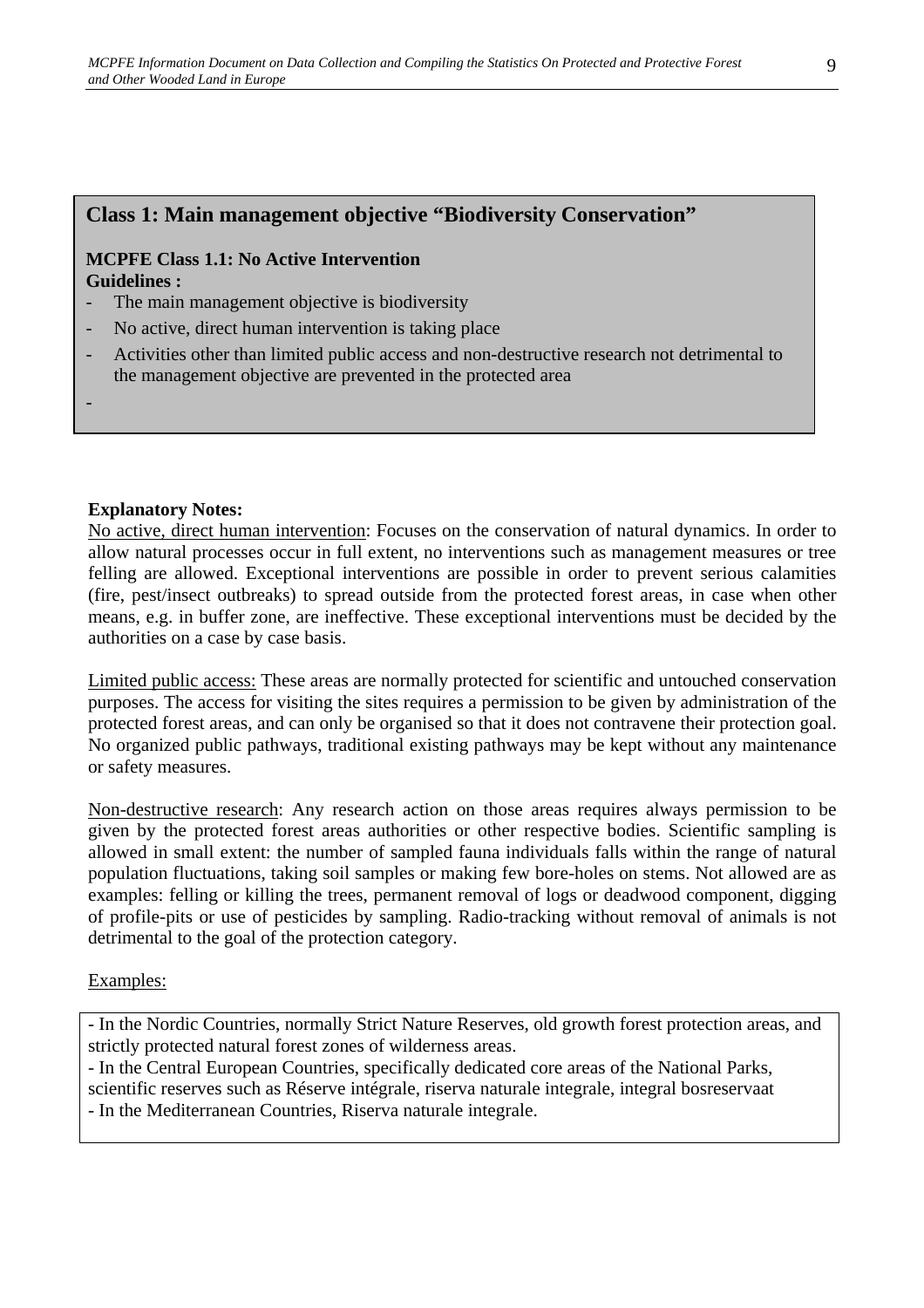## Class 1: Main management objective "Biodiversity Conservation"

**MCPFE Class 1.1: No Active Intervention**
**Guidelines :**

- The main management objective is biodiversity
- No active, direct human intervention is taking place
- Activities other than limited public access and non-destructive research not detrimental to the management objective are prevented in the protected area
-

**Explanatory Notes:**

No active, direct human intervention: Focuses on the conservation of natural dynamics. In order to allow natural processes occur in full extent, no interventions such as management measures or tree felling are allowed. Exceptional interventions are possible in order to prevent serious calamities (fire, pest/insect outbreaks) to spread outside from the protected forest areas, in case when other means, e.g. in buffer zone, are ineffective. These exceptional interventions must be decided by the authorities on a case by case basis.

Limited public access: These areas are normally protected for scientific and untouched conservation purposes. The access for visiting the sites requires a permission to be given by administration of the protected forest areas, and can only be organised so that it does not contravene their protection goal. No organized public pathways, traditional existing pathways may be kept without any maintenance or safety measures.

Non-destructive research: Any research action on those areas requires always permission to be given by the protected forest areas authorities or other respective bodies. Scientific sampling is allowed in small extent: the number of sampled fauna individuals falls within the range of natural population fluctuations, taking soil samples or making few bore-holes on stems. Not allowed are as examples: felling or killing the trees, permanent removal of logs or deadwood component, digging of profile-pits or use of pesticides by sampling. Radio-tracking without removal of animals is not detrimental to the goal of the protection category.

Examples:

- In the Nordic Countries, normally Strict Nature Reserves, old growth forest protection areas, and strictly protected natural forest zones of wilderness areas.
- In the Central European Countries, specifically dedicated core areas of the National Parks, scientific reserves such as Réserve intégrale, riserva naturale integrale, integral bosreservaat
- In the Mediterranean Countries, Riserva naturale integrale.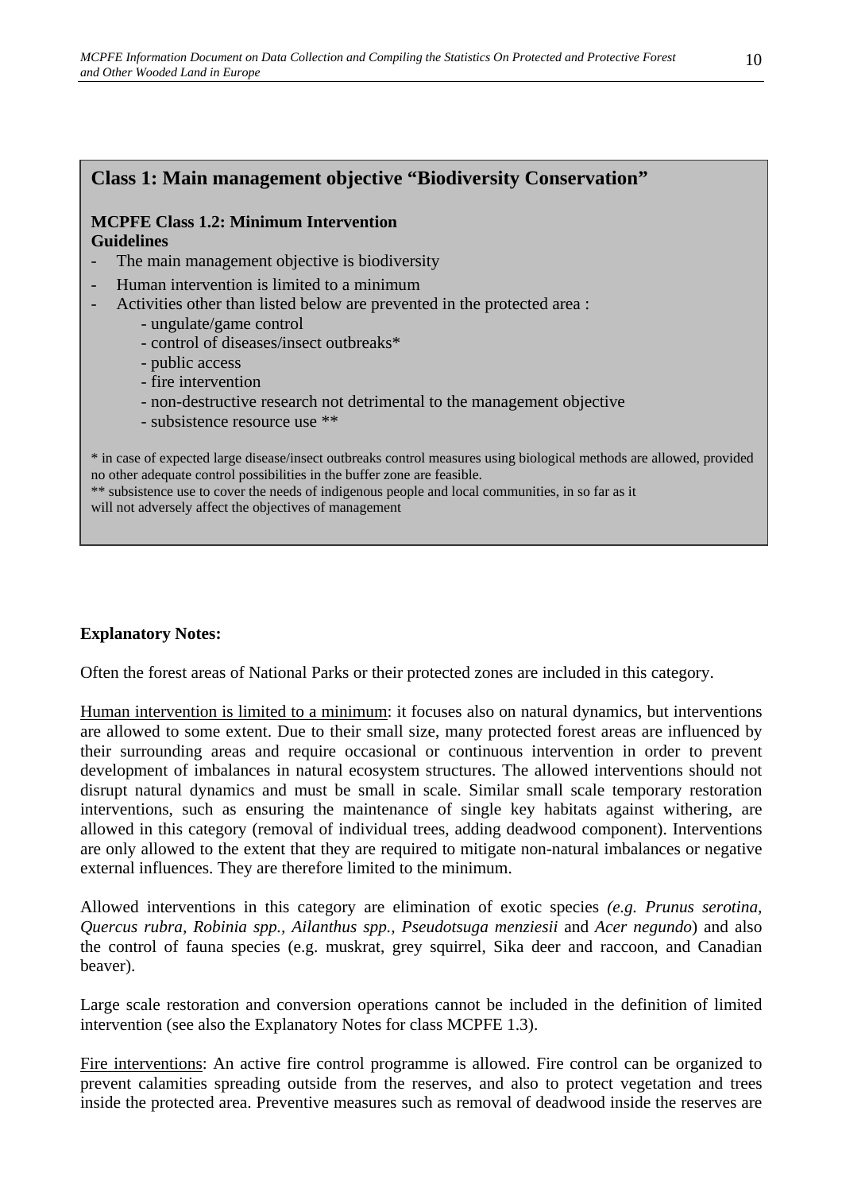## Class 1: Main management objective “Biodiversity Conservation”

**MCPFE Class 1.2: Minimum Intervention**
**Guidelines**

- The main management objective is biodiversity
- Human intervention is limited to a minimum
- Activities other than listed below are prevented in the protected area :
  - ungulate/game control
  - control of diseases/insect outbreaks*
  - public access
  - fire intervention
  - non-destructive research not detrimental to the management objective
  - subsistence resource use **

* in case of expected large disease/insect outbreaks control measures using biological methods are allowed, provided no other adequate control possibilities in the buffer zone are feasible.
** subsistence use to cover the needs of indigenous people and local communities, in so far as it will not adversely affect the objectives of management

**Explanatory Notes:**

Often the forest areas of National Parks or their protected zones are included in this category.

<u>Human intervention is limited to a minimum</u>: it focuses also on natural dynamics, but interventions are allowed to some extent. Due to their small size, many protected forest areas are influenced by their surrounding areas and require occasional or continuous intervention in order to prevent development of imbalances in natural ecosystem structures. The allowed interventions should not disrupt natural dynamics and must be small in scale. Similar small scale temporary restoration interventions, such as ensuring the maintenance of single key habitats against withering, are allowed in this category (removal of individual trees, adding deadwood component). Interventions are only allowed to the extent that they are required to mitigate non-natural imbalances or negative external influences. They are therefore limited to the minimum.

Allowed interventions in this category are elimination of exotic species *(e.g. Prunus serotina, Quercus rubra, Robinia spp., Ailanthus spp., Pseudotsuga menziesii* and *Acer negundo*) and also the control of fauna species (e.g. muskrat, grey squirrel, Sika deer and raccoon, and Canadian beaver).

Large scale restoration and conversion operations cannot be included in the definition of limited intervention (see also the Explanatory Notes for class MCPFE 1.3).

<u>Fire interventions</u>: An active fire control programme is allowed. Fire control can be organized to prevent calamities spreading outside from the reserves, and also to protect vegetation and trees inside the protected area. Preventive measures such as removal of deadwood inside the reserves are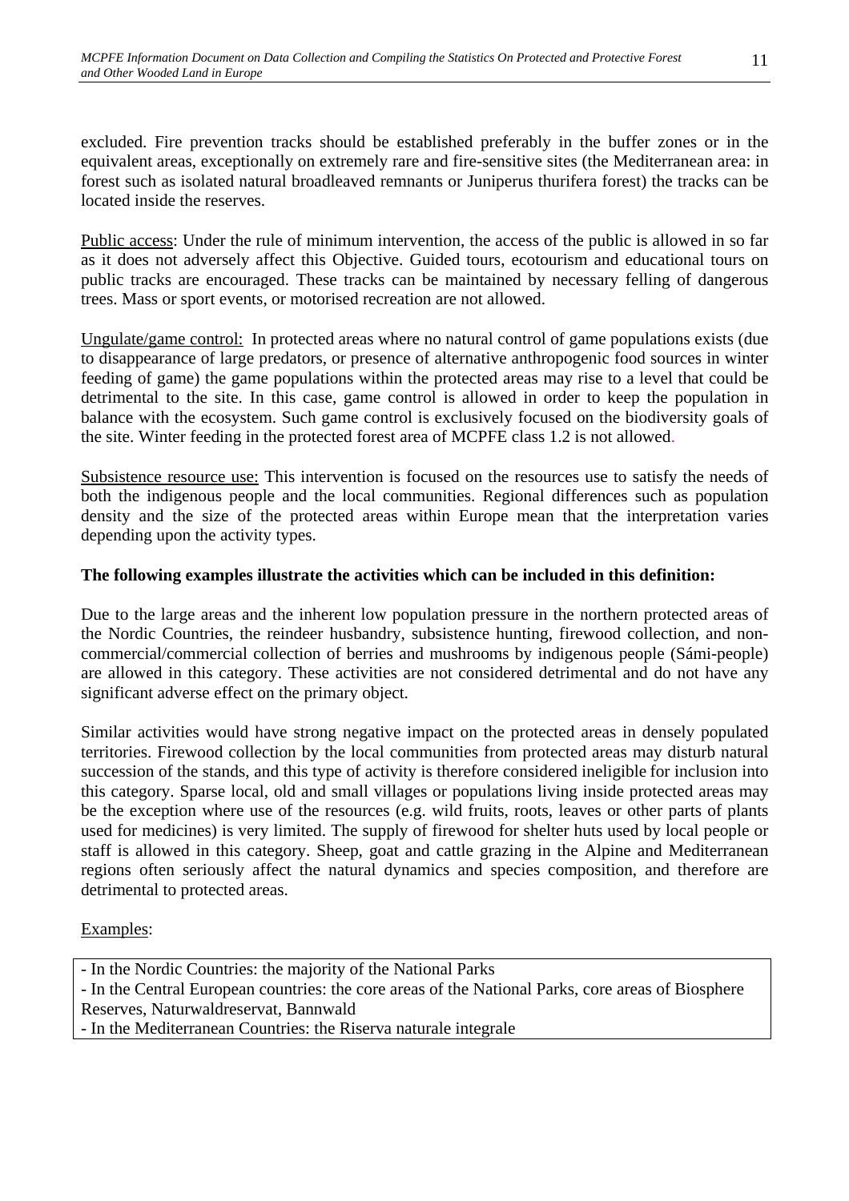excluded. Fire prevention tracks should be established preferably in the buffer zones or in the equivalent areas, exceptionally on extremely rare and fire-sensitive sites (the Mediterranean area: in forest such as isolated natural broadleaved remnants or Juniperus thurifera forest) the tracks can be located inside the reserves.

<u>Public access</u>: Under the rule of minimum intervention, the access of the public is allowed in so far as it does not adversely affect this Objective. Guided tours, ecotourism and educational tours on public tracks are encouraged. These tracks can be maintained by necessary felling of dangerous trees. Mass or sport events, or motorised recreation are not allowed.

<u>Ungulate/game control:</u> In protected areas where no natural control of game populations exists (due to disappearance of large predators, or presence of alternative anthropogenic food sources in winter feeding of game) the game populations within the protected areas may rise to a level that could be detrimental to the site. In this case, game control is allowed in order to keep the population in balance with the ecosystem. Such game control is exclusively focused on the biodiversity goals of the site. Winter feeding in the protected forest area of MCPFE class 1.2 is not allowed.

<u>Subsistence resource use:</u> This intervention is focused on the resources use to satisfy the needs of both the indigenous people and the local communities. Regional differences such as population density and the size of the protected areas within Europe mean that the interpretation varies depending upon the activity types.

**The following examples illustrate the activities which can be included in this definition:**

Due to the large areas and the inherent low population pressure in the northern protected areas of the Nordic Countries, the reindeer husbandry, subsistence hunting, firewood collection, and non-commercial/commercial collection of berries and mushrooms by indigenous people (Sámi-people) are allowed in this category. These activities are not considered detrimental and do not have any significant adverse effect on the primary object.

Similar activities would have strong negative impact on the protected areas in densely populated territories. Firewood collection by the local communities from protected areas may disturb natural succession of the stands, and this type of activity is therefore considered ineligible for inclusion into this category. Sparse local, old and small villages or populations living inside protected areas may be the exception where use of the resources (e.g. wild fruits, roots, leaves or other parts of plants used for medicines) is very limited. The supply of firewood for shelter huts used by local people or staff is allowed in this category. Sheep, goat and cattle grazing in the Alpine and Mediterranean regions often seriously affect the natural dynamics and species composition, and therefore are detrimental to protected areas.

<u>Examples</u>:

- In the Nordic Countries: the majority of the National Parks
- In the Central European countries: the core areas of the National Parks, core areas of Biosphere Reserves, Naturwaldreservat, Bannwald
- In the Mediterranean Countries: the Riserva naturale integrale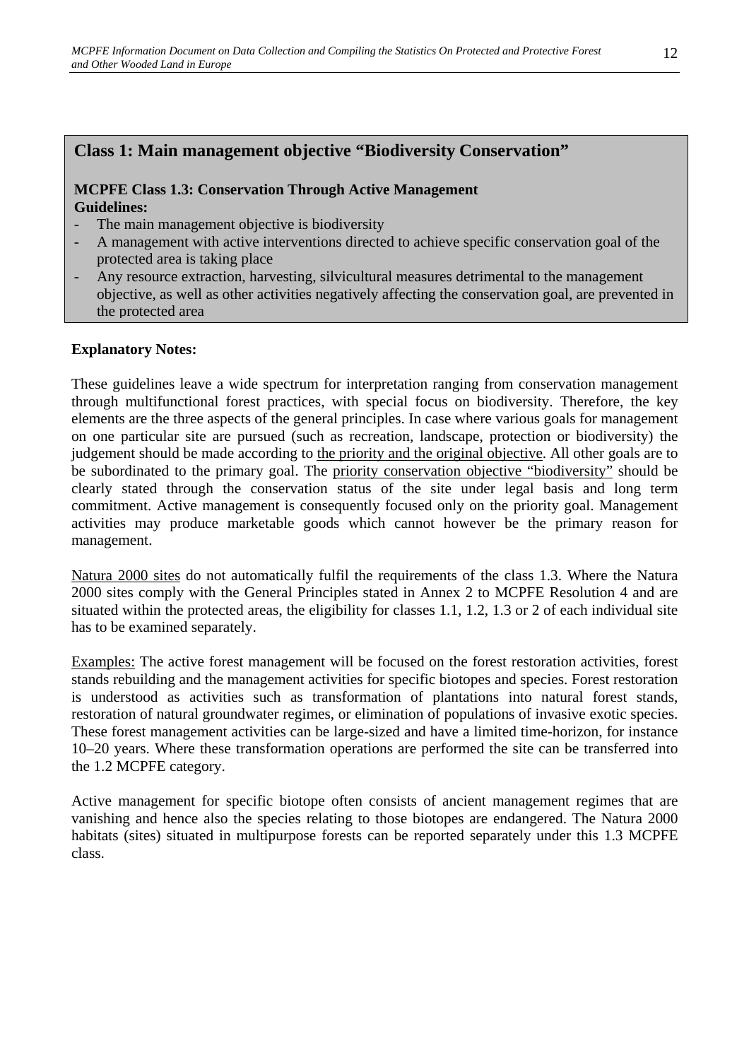## Class 1: Main management objective "Biodiversity Conservation"

**MCPFE Class 1.3: Conservation Through Active Management**
**Guidelines:**

- The main management objective is biodiversity
- A management with active interventions directed to achieve specific conservation goal of the protected area is taking place
- Any resource extraction, harvesting, silvicultural measures detrimental to the management objective, as well as other activities negatively affecting the conservation goal, are prevented in the protected area

**Explanatory Notes:**

These guidelines leave a wide spectrum for interpretation ranging from conservation management through multifunctional forest practices, with special focus on biodiversity. Therefore, the key elements are the three aspects of the general principles. In case where various goals for management on one particular site are pursued (such as recreation, landscape, protection or biodiversity) the judgement should be made according to the priority and the original objective. All other goals are to be subordinated to the primary goal. The priority conservation objective "biodiversity" should be clearly stated through the conservation status of the site under legal basis and long term commitment. Active management is consequently focused only on the priority goal. Management activities may produce marketable goods which cannot however be the primary reason for management.

Natura 2000 sites do not automatically fulfil the requirements of the class 1.3. Where the Natura 2000 sites comply with the General Principles stated in Annex 2 to MCPFE Resolution 4 and are situated within the protected areas, the eligibility for classes 1.1, 1.2, 1.3 or 2 of each individual site has to be examined separately.

Examples: The active forest management will be focused on the forest restoration activities, forest stands rebuilding and the management activities for specific biotopes and species. Forest restoration is understood as activities such as transformation of plantations into natural forest stands, restoration of natural groundwater regimes, or elimination of populations of invasive exotic species. These forest management activities can be large-sized and have a limited time-horizon, for instance 10–20 years. Where these transformation operations are performed the site can be transferred into the 1.2 MCPFE category.

Active management for specific biotope often consists of ancient management regimes that are vanishing and hence also the species relating to those biotopes are endangered. The Natura 2000 habitats (sites) situated in multipurpose forests can be reported separately under this 1.3 MCPFE class.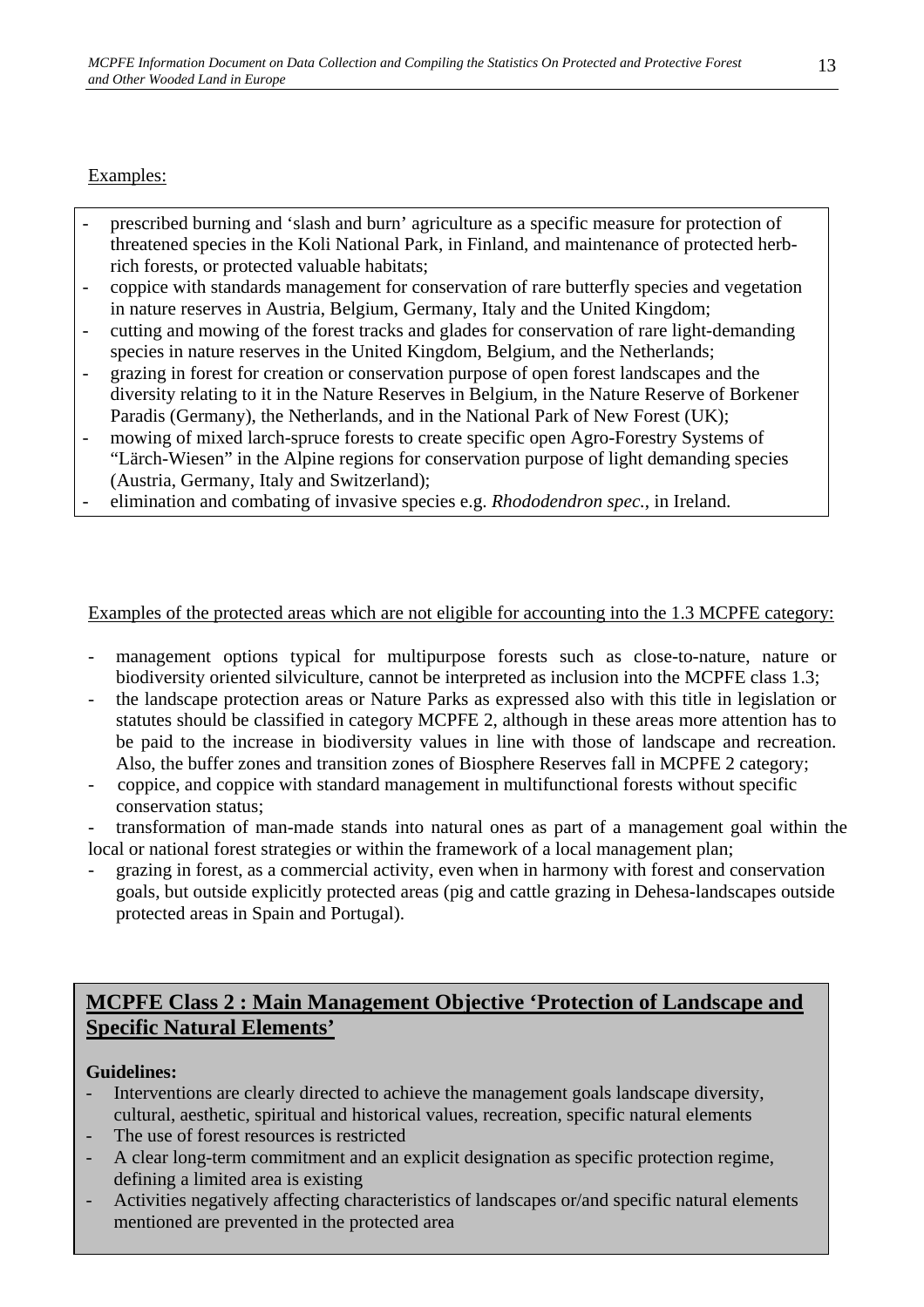Examples:

- prescribed burning and 'slash and burn' agriculture as a specific measure for protection of threatened species in the Koli National Park, in Finland, and maintenance of protected herb-rich forests, or protected valuable habitats;
- coppice with standards management for conservation of rare butterfly species and vegetation in nature reserves in Austria, Belgium, Germany, Italy and the United Kingdom;
- cutting and mowing of the forest tracks and glades for conservation of rare light-demanding species in nature reserves in the United Kingdom, Belgium, and the Netherlands;
- grazing in forest for creation or conservation purpose of open forest landscapes and the diversity relating to it in the Nature Reserves in Belgium, in the Nature Reserve of Borkener Paradis (Germany), the Netherlands, and in the National Park of New Forest (UK);
- mowing of mixed larch-spruce forests to create specific open Agro-Forestry Systems of "Lärch-Wiesen" in the Alpine regions for conservation purpose of light demanding species (Austria, Germany, Italy and Switzerland);
- elimination and combating of invasive species e.g. *Rhododendron spec.*, in Ireland.

Examples of the protected areas which are not eligible for accounting into the 1.3 MCPFE category:

- management options typical for multipurpose forests such as close-to-nature, nature or biodiversity oriented silviculture, cannot be interpreted as inclusion into the MCPFE class 1.3;
- the landscape protection areas or Nature Parks as expressed also with this title in legislation or statutes should be classified in category MCPFE 2, although in these areas more attention has to be paid to the increase in biodiversity values in line with those of landscape and recreation. Also, the buffer zones and transition zones of Biosphere Reserves fall in MCPFE 2 category;
- coppice, and coppice with standard management in multifunctional forests without specific conservation status;
- transformation of man-made stands into natural ones as part of a management goal within the local or national forest strategies or within the framework of a local management plan;
- grazing in forest, as a commercial activity, even when in harmony with forest and conservation goals, but outside explicitly protected areas (pig and cattle grazing in Dehesa-landscapes outside protected areas in Spain and Portugal).

## MCPFE Class 2 : Main Management Objective 'Protection of Landscape and Specific Natural Elements'

**Guidelines:**

- Interventions are clearly directed to achieve the management goals landscape diversity, cultural, aesthetic, spiritual and historical values, recreation, specific natural elements
- The use of forest resources is restricted
- A clear long-term commitment and an explicit designation as specific protection regime, defining a limited area is existing
- Activities negatively affecting characteristics of landscapes or/and specific natural elements mentioned are prevented in the protected area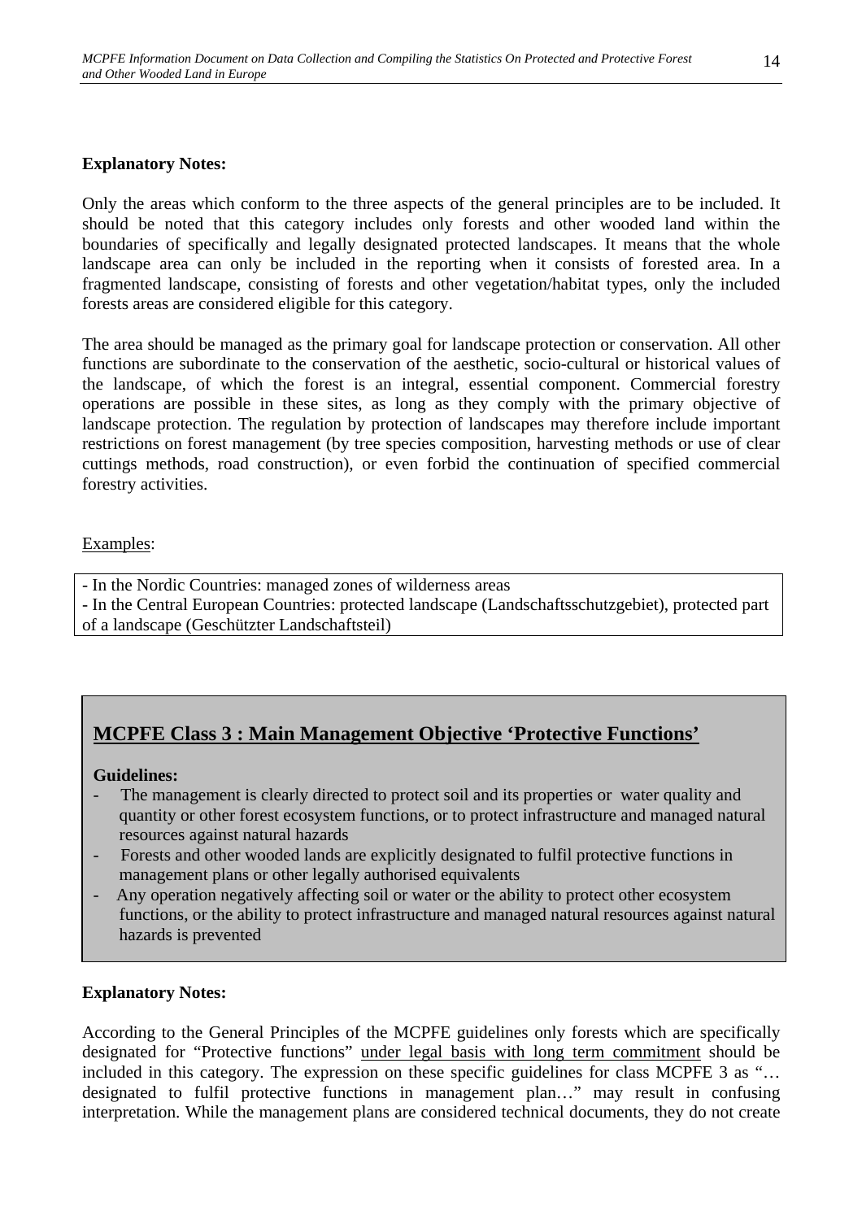**Explanatory Notes:**

Only the areas which conform to the three aspects of the general principles are to be included. It should be noted that this category includes only forests and other wooded land within the boundaries of specifically and legally designated protected landscapes. It means that the whole landscape area can only be included in the reporting when it consists of forested area. In a fragmented landscape, consisting of forests and other vegetation/habitat types, only the included forests areas are considered eligible for this category.

The area should be managed as the primary goal for landscape protection or conservation. All other functions are subordinate to the conservation of the aesthetic, socio-cultural or historical values of the landscape, of which the forest is an integral, essential component. Commercial forestry operations are possible in these sites, as long as they comply with the primary objective of landscape protection. The regulation by protection of landscapes may therefore include important restrictions on forest management (by tree species composition, harvesting methods or use of clear cuttings methods, road construction), or even forbid the continuation of specified commercial forestry activities.

Examples:

- In the Nordic Countries: managed zones of wilderness areas
- In the Central European Countries: protected landscape (Landschaftsschutzgebiet), protected part of a landscape (Geschützter Landschaftsteil)

## MCPFE Class 3 : Main Management Objective ‘Protective Functions’

**Guidelines:**

- The management is clearly directed to protect soil and its properties or water quality and quantity or other forest ecosystem functions, or to protect infrastructure and managed natural resources against natural hazards
- Forests and other wooded lands are explicitly designated to fulfil protective functions in management plans or other legally authorised equivalents
- Any operation negatively affecting soil or water or the ability to protect other ecosystem functions, or the ability to protect infrastructure and managed natural resources against natural hazards is prevented

**Explanatory Notes:**

According to the General Principles of the MCPFE guidelines only forests which are specifically designated for “Protective functions” under legal basis with long term commitment should be included in this category. The expression on these specific guidelines for class MCPFE 3 as “… designated to fulfil protective functions in management plan…” may result in confusing interpretation. While the management plans are considered technical documents, they do not create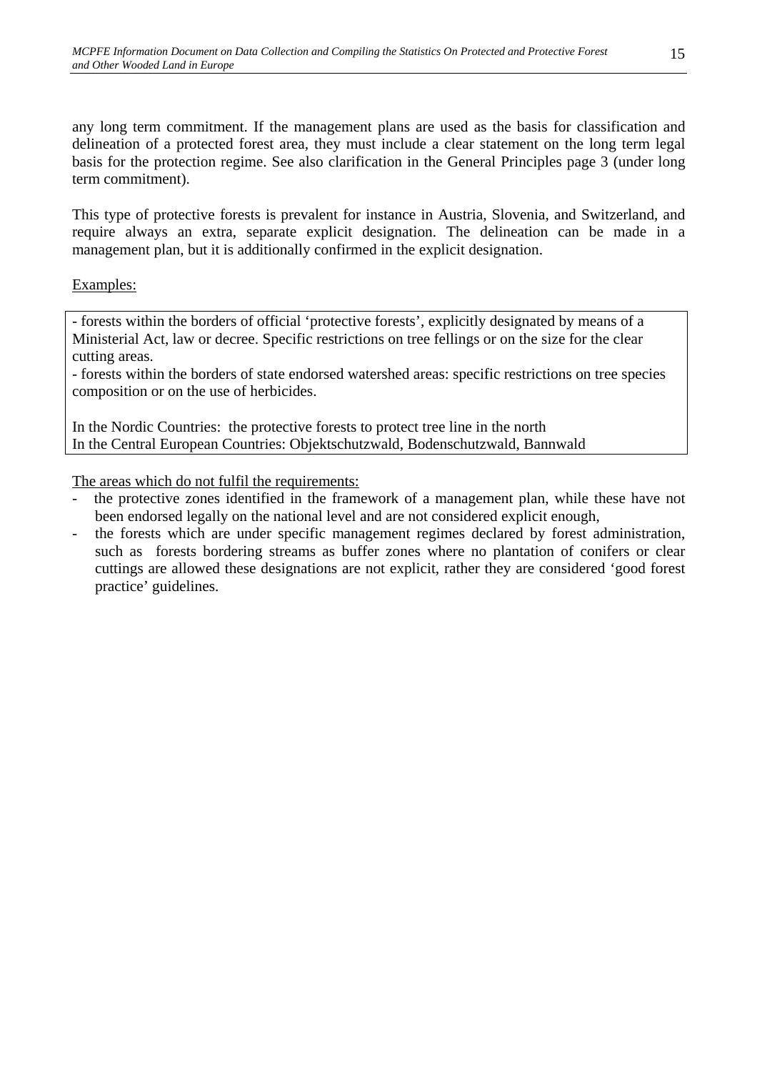any long term commitment. If the management plans are used as the basis for classification and delineation of a protected forest area, they must include a clear statement on the long term legal basis for the protection regime. See also clarification in the General Principles page 3 (under long term commitment).

This type of protective forests is prevalent for instance in Austria, Slovenia, and Switzerland, and require always an extra, separate explicit designation. The delineation can be made in a management plan, but it is additionally confirmed in the explicit designation.

Examples:

- forests within the borders of official 'protective forests', explicitly designated by means of a Ministerial Act, law or decree. Specific restrictions on tree fellings or on the size for the clear cutting areas.
- forests within the borders of state endorsed watershed areas: specific restrictions on tree species composition or on the use of herbicides.

In the Nordic Countries: the protective forests to protect tree line in the north
In the Central European Countries: Objektschutzwald, Bodenschutzwald, Bannwald

The areas which do not fulfil the requirements:

- the protective zones identified in the framework of a management plan, while these have not been endorsed legally on the national level and are not considered explicit enough,
- the forests which are under specific management regimes declared by forest administration, such as forests bordering streams as buffer zones where no plantation of conifers or clear cuttings are allowed these designations are not explicit, rather they are considered 'good forest practice' guidelines.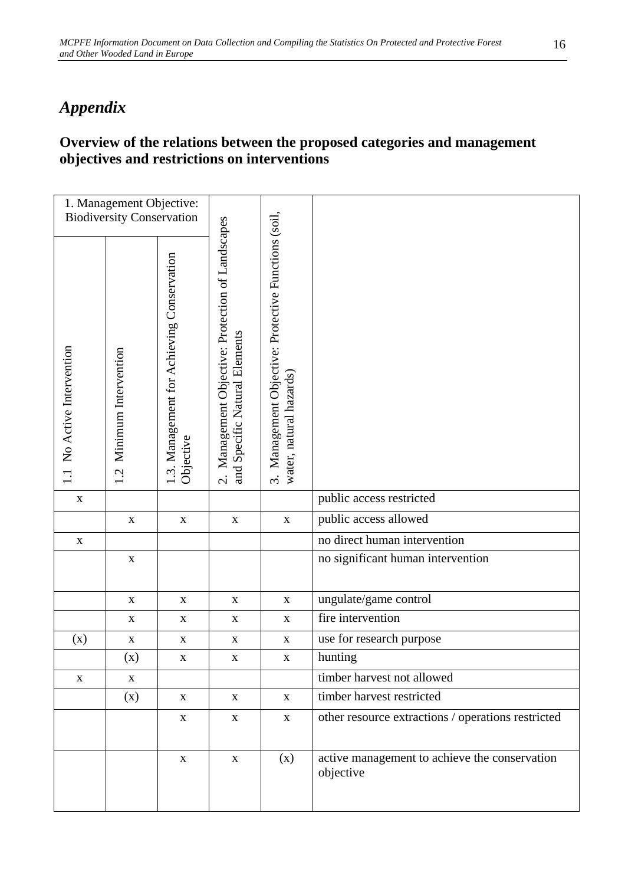# *Appendix*

## Overview of the relations between the proposed categories and management objectives and restrictions on interventions

| 1. Management Objective: Biodiversity Conservation | | | 2. Management Objective: Protection of Landscapes and Specific Natural Elements | 3. Management Objective: Protective Functions (soil, water, natural hazards) | |
|---|---|---|---|---|---|
| 1.1 No Active Intervention | 1.2 Minimum Intervention | 1.3. Management for Achieving Conservation Objective | | | |
| x | | | | | public access restricted |
| | x | x | x | x | public access allowed |
| x | | | | | no direct human intervention |
| | x | | | | no significant human intervention |
| | x | x | x | x | ungulate/game control |
| | x | x | x | x | fire intervention |
| (x) | x | x | x | x | use for research purpose |
| | (x) | x | x | x | hunting |
| x | x | | | | timber harvest not allowed |
| | (x) | x | x | x | timber harvest restricted |
| | | x | x | x | other resource extractions / operations restricted |
| | | x | x | (x) | active management to achieve the conservation objective |